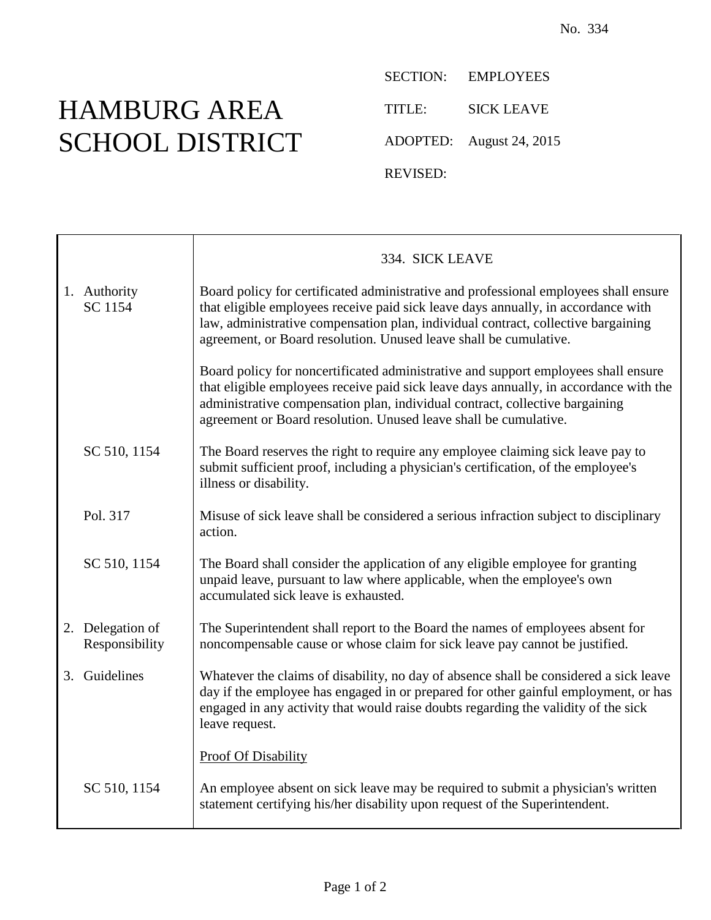No. 334

# HAMBURG AREA SCHOOL DISTRICT

SECTION: EMPLOYEES

TITLE: SICK LEAVE

ADOPTED: August 24, 2015

REVISED:

## 334. SICK LEAVE

| | |
|---|---|
| 1. Authority<br>SC 1154 | Board policy for certificated administrative and professional employees shall ensure that eligible employees receive paid sick leave days annually, in accordance with law, administrative compensation plan, individual contract, collective bargaining agreement, or Board resolution. Unused leave shall be cumulative. |
| | Board policy for noncertificated administrative and support employees shall ensure that eligible employees receive paid sick leave days annually, in accordance with the administrative compensation plan, individual contract, collective bargaining agreement or Board resolution. Unused leave shall be cumulative. |
| SC 510, 1154 | The Board reserves the right to require any employee claiming sick leave pay to submit sufficient proof, including a physician's certification, of the employee's illness or disability. |
| Pol. 317 | Misuse of sick leave shall be considered a serious infraction subject to disciplinary action. |
| SC 510, 1154 | The Board shall consider the application of any eligible employee for granting unpaid leave, pursuant to law where applicable, when the employee's own accumulated sick leave is exhausted. |
| 2. Delegation of Responsibility | The Superintendent shall report to the Board the names of employees absent for noncompensable cause or whose claim for sick leave pay cannot be justified. |
| 3. Guidelines | Whatever the claims of disability, no day of absence shall be considered a sick leave day if the employee has engaged in or prepared for other gainful employment, or has engaged in any activity that would raise doubts regarding the validity of the sick leave request. |
| | <u>Proof Of Disability</u> |
| SC 510, 1154 | An employee absent on sick leave may be required to submit a physician's written statement certifying his/her disability upon request of the Superintendent. |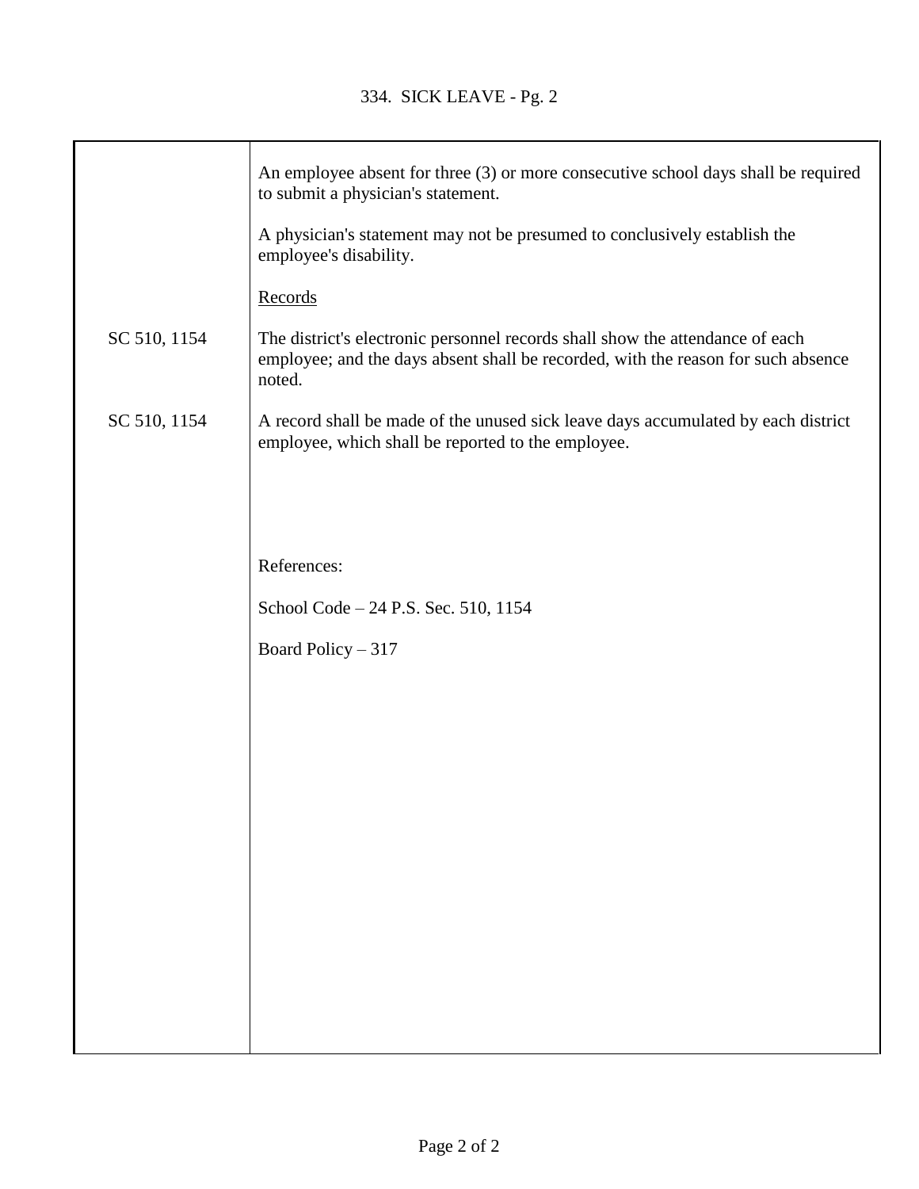An employee absent for three (3) or more consecutive school days shall be required to submit a physician's statement.

A physician's statement may not be presumed to conclusively establish the employee's disability.

Records

SC 510, 1154

The district's electronic personnel records shall show the attendance of each employee; and the days absent shall be recorded, with the reason for such absence noted.

SC 510, 1154

A record shall be made of the unused sick leave days accumulated by each district employee, which shall be reported to the employee.

References:

School Code – 24 P.S. Sec. 510, 1154

Board Policy – 317